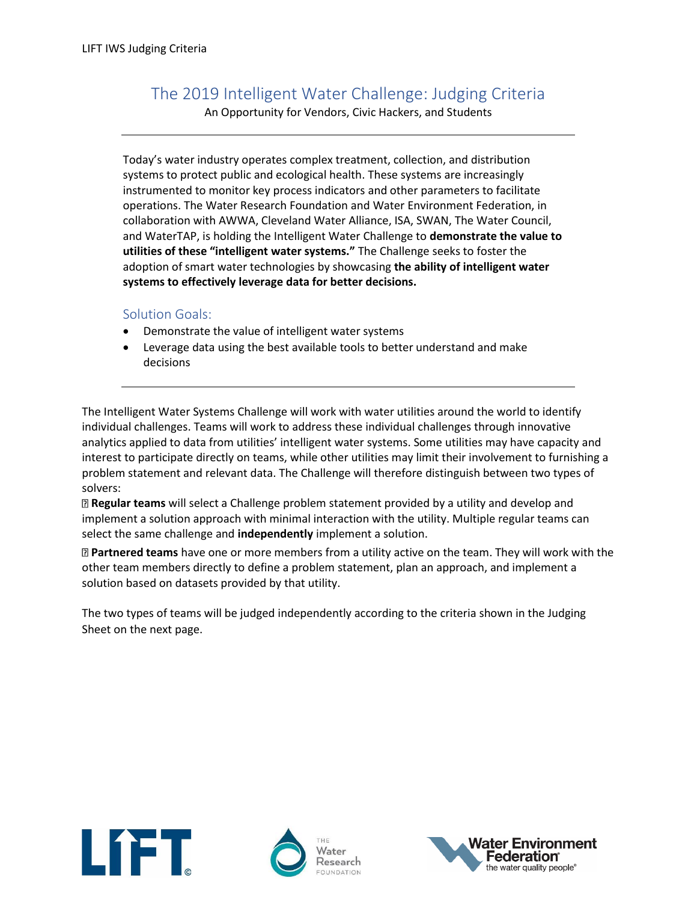# The 2019 Intelligent Water Challenge: Judging Criteria

An Opportunity for Vendors, Civic Hackers, and Students

---

Today's water industry operates complex treatment, collection, and distribution systems to protect public and ecological health. These systems are increasingly instrumented to monitor key process indicators and other parameters to facilitate operations. The Water Research Foundation and Water Environment Federation, in collaboration with AWWA, Cleveland Water Alliance, ISA, SWAN, The Water Council, and WaterTAP, is holding the Intelligent Water Challenge to **demonstrate the value to utilities of these "intelligent water systems."** The Challenge seeks to foster the adoption of smart water technologies by showcasing **the ability of intelligent water systems to effectively leverage data for better decisions.**

## Solution Goals:

- Demonstrate the value of intelligent water systems
- Leverage data using the best available tools to better understand and make decisions

---

The Intelligent Water Systems Challenge will work with water utilities around the world to identify individual challenges. Teams will work to address these individual challenges through innovative analytics applied to data from utilities' intelligent water systems. Some utilities may have capacity and interest to participate directly on teams, while other utilities may limit their involvement to furnishing a problem statement and relevant data. The Challenge will therefore distinguish between two types of solvers:

- **Regular teams** will select a Challenge problem statement provided by a utility and develop and implement a solution approach with minimal interaction with the utility. Multiple regular teams can select the same challenge and **independently** implement a solution.

- **Partnered teams** have one or more members from a utility active on the team. They will work with the other team members directly to define a problem statement, plan an approach, and implement a solution based on datasets provided by that utility.

The two types of teams will be judged independently according to the criteria shown in the Judging Sheet on the next page.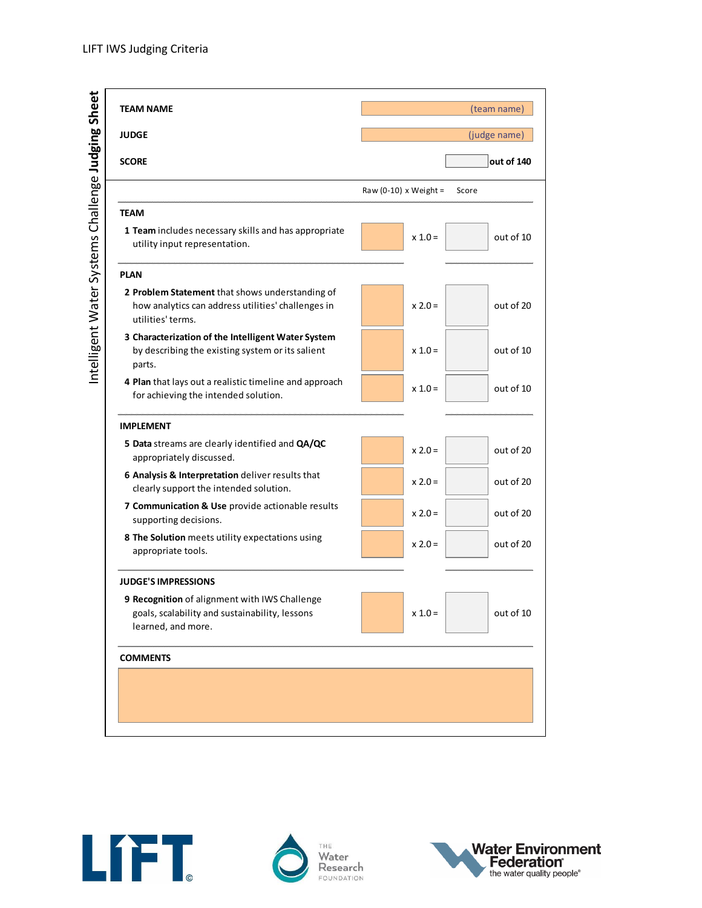LIFT IWS Judging Criteria

# Intelligent Water Systems Challenge **Judging Sheet**

| | |
|---|---|
| **TEAM NAME** | (team name) |
| **JUDGE** | (judge name) |
| **SCORE** | out of 140 |

| | Raw (0-10) | x Weight = | Score | |
|---|---|---|---|---|
| **TEAM** | | | | |
| 1 **Team** includes necessary skills and has appropriate utility input representation. | | x 1.0 = | | out of 10 |
| **PLAN** | | | | |
| 2 **Problem Statement** that shows understanding of how analytics can address utilities' challenges in utilities' terms. | | x 2.0 = | | out of 20 |
| 3 **Characterization of the Intelligent Water System** by describing the existing system or its salient parts. | | x 1.0 = | | out of 10 |
| 4 **Plan** that lays out a realistic timeline and approach for achieving the intended solution. | | x 1.0 = | | out of 10 |
| **IMPLEMENT** | | | | |
| 5 **Data** streams are clearly identified and **QA/QC** appropriately discussed. | | x 2.0 = | | out of 20 |
| 6 **Analysis & Interpretation** deliver results that clearly support the intended solution. | | x 2.0 = | | out of 20 |
| 7 **Communication & Use** provide actionable results supporting decisions. | | x 2.0 = | | out of 20 |
| 8 **The Solution** meets utility expectations using appropriate tools. | | x 2.0 = | | out of 20 |
| **JUDGE'S IMPRESSIONS** | | | | |
| 9 **Recognition** of alignment with IWS Challenge goals, scalability and sustainability, lessons learned, and more. | | x 1.0 = | | out of 10 |

**COMMENTS**

LIFT© | The Water Research Foundation | Water Environment Federation® the water quality people®